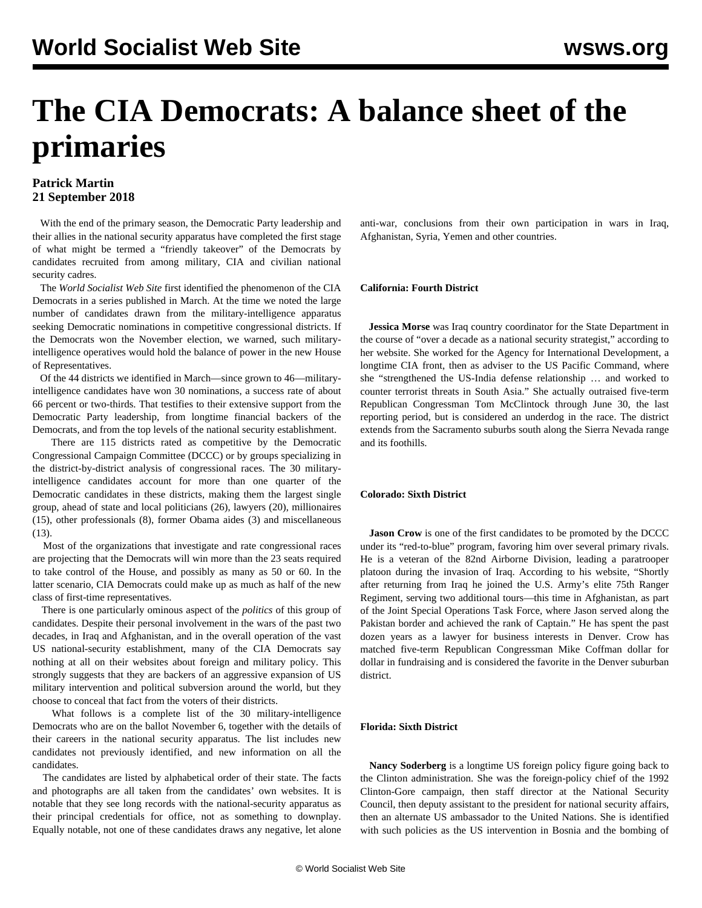# The CIA Democrats: A balance sheet of the primaries

**Patrick Martin**
**21 September 2018**

With the end of the primary season, the Democratic Party leadership and their allies in the national security apparatus have completed the first stage of what might be termed a "friendly takeover" of the Democrats by candidates recruited from among military, CIA and civilian national security cadres.

The *World Socialist Web Site* first identified the phenomenon of the CIA Democrats in a series published in March. At the time we noted the large number of candidates drawn from the military-intelligence apparatus seeking Democratic nominations in competitive congressional districts. If the Democrats won the November election, we warned, such military-intelligence operatives would hold the balance of power in the new House of Representatives.

Of the 44 districts we identified in March—since grown to 46—military-intelligence candidates have won 30 nominations, a success rate of about 66 percent or two-thirds. That testifies to their extensive support from the Democratic Party leadership, from longtime financial backers of the Democrats, and from the top levels of the national security establishment.

There are 115 districts rated as competitive by the Democratic Congressional Campaign Committee (DCCC) or by groups specializing in the district-by-district analysis of congressional races. The 30 military-intelligence candidates account for more than one quarter of the Democratic candidates in these districts, making them the largest single group, ahead of state and local politicians (26), lawyers (20), millionaires (15), other professionals (8), former Obama aides (3) and miscellaneous (13).

Most of the organizations that investigate and rate congressional races are projecting that the Democrats will win more than the 23 seats required to take control of the House, and possibly as many as 50 or 60. In the latter scenario, CIA Democrats could make up as much as half of the new class of first-time representatives.

There is one particularly ominous aspect of the *politics* of this group of candidates. Despite their personal involvement in the wars of the past two decades, in Iraq and Afghanistan, and in the overall operation of the vast US national-security establishment, many of the CIA Democrats say nothing at all on their websites about foreign and military policy. This strongly suggests that they are backers of an aggressive expansion of US military intervention and political subversion around the world, but they choose to conceal that fact from the voters of their districts.

What follows is a complete list of the 30 military-intelligence Democrats who are on the ballot November 6, together with the details of their careers in the national security apparatus. The list includes new candidates not previously identified, and new information on all the candidates.

The candidates are listed by alphabetical order of their state. The facts and photographs are all taken from the candidates' own websites. It is notable that they see long records with the national-security apparatus as their principal credentials for office, not as something to downplay. Equally notable, not one of these candidates draws any negative, let alone anti-war, conclusions from their own participation in wars in Iraq, Afghanistan, Syria, Yemen and other countries.

**California: Fourth District**

**Jessica Morse** was Iraq country coordinator for the State Department in the course of "over a decade as a national security strategist," according to her website. She worked for the Agency for International Development, a longtime CIA front, then as adviser to the US Pacific Command, where she "strengthened the US-India defense relationship … and worked to counter terrorist threats in South Asia." She actually outraised five-term Republican Congressman Tom McClintock through June 30, the last reporting period, but is considered an underdog in the race. The district extends from the Sacramento suburbs south along the Sierra Nevada range and its foothills.

**Colorado: Sixth District**

**Jason Crow** is one of the first candidates to be promoted by the DCCC under its "red-to-blue" program, favoring him over several primary rivals. He is a veteran of the 82nd Airborne Division, leading a paratrooper platoon during the invasion of Iraq. According to his website, "Shortly after returning from Iraq he joined the U.S. Army's elite 75th Ranger Regiment, serving two additional tours—this time in Afghanistan, as part of the Joint Special Operations Task Force, where Jason served along the Pakistan border and achieved the rank of Captain." He has spent the past dozen years as a lawyer for business interests in Denver. Crow has matched five-term Republican Congressman Mike Coffman dollar for dollar in fundraising and is considered the favorite in the Denver suburban district.

**Florida: Sixth District**

**Nancy Soderberg** is a longtime US foreign policy figure going back to the Clinton administration. She was the foreign-policy chief of the 1992 Clinton-Gore campaign, then staff director at the National Security Council, then deputy assistant to the president for national security affairs, then an alternate US ambassador to the United Nations. She is identified with such policies as the US intervention in Bosnia and the bombing of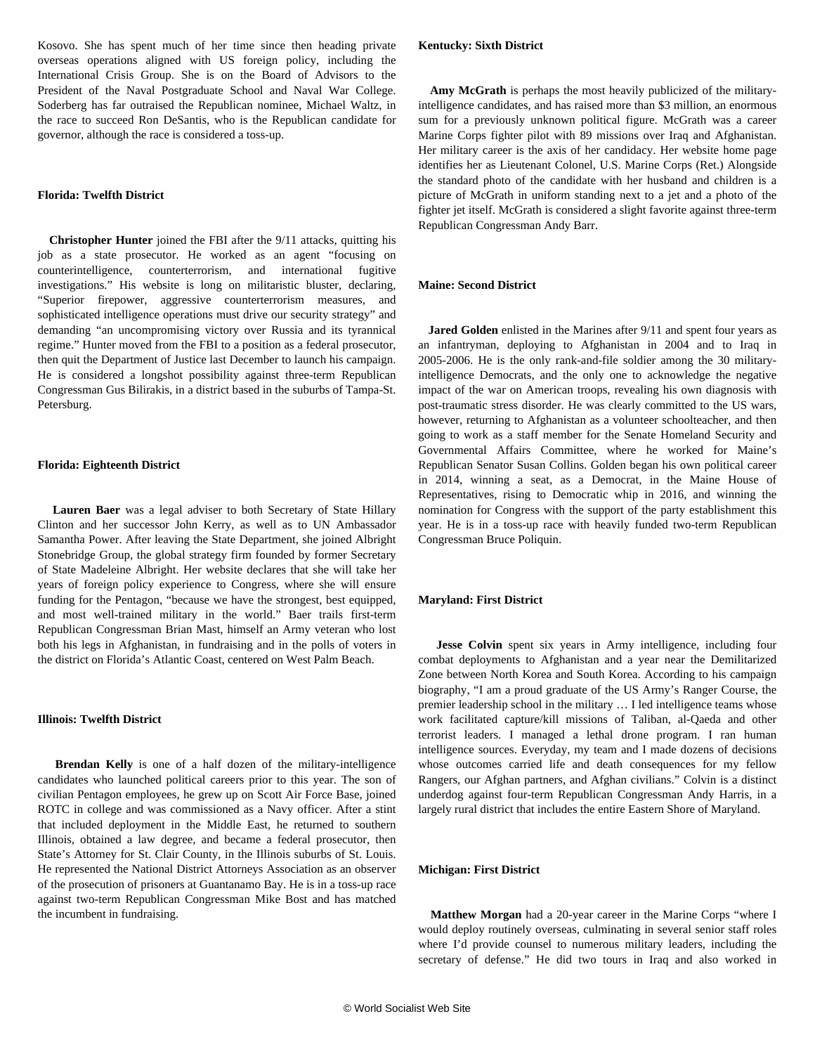Kosovo. She has spent much of her time since then heading private overseas operations aligned with US foreign policy, including the International Crisis Group. She is on the Board of Advisors to the President of the Naval Postgraduate School and Naval War College. Soderberg has far outraised the Republican nominee, Michael Waltz, in the race to succeed Ron DeSantis, who is the Republican candidate for governor, although the race is considered a toss-up.

**Florida: Twelfth District**

**Christopher Hunter** joined the FBI after the 9/11 attacks, quitting his job as a state prosecutor. He worked as an agent "focusing on counterintelligence, counterterrorism, and international fugitive investigations." His website is long on militaristic bluster, declaring, "Superior firepower, aggressive counterterrorism measures, and sophisticated intelligence operations must drive our security strategy" and demanding "an uncompromising victory over Russia and its tyrannical regime." Hunter moved from the FBI to a position as a federal prosecutor, then quit the Department of Justice last December to launch his campaign. He is considered a longshot possibility against three-term Republican Congressman Gus Bilirakis, in a district based in the suburbs of Tampa-St. Petersburg.

**Florida: Eighteenth District**

**Lauren Baer** was a legal adviser to both Secretary of State Hillary Clinton and her successor John Kerry, as well as to UN Ambassador Samantha Power. After leaving the State Department, she joined Albright Stonebridge Group, the global strategy firm founded by former Secretary of State Madeleine Albright. Her website declares that she will take her years of foreign policy experience to Congress, where she will ensure funding for the Pentagon, "because we have the strongest, best equipped, and most well-trained military in the world." Baer trails first-term Republican Congressman Brian Mast, himself an Army veteran who lost both his legs in Afghanistan, in fundraising and in the polls of voters in the district on Florida's Atlantic Coast, centered on West Palm Beach.

**Illinois: Twelfth District**

**Brendan Kelly** is one of a half dozen of the military-intelligence candidates who launched political careers prior to this year. The son of civilian Pentagon employees, he grew up on Scott Air Force Base, joined ROTC in college and was commissioned as a Navy officer. After a stint that included deployment in the Middle East, he returned to southern Illinois, obtained a law degree, and became a federal prosecutor, then State's Attorney for St. Clair County, in the Illinois suburbs of St. Louis. He represented the National District Attorneys Association as an observer of the prosecution of prisoners at Guantanamo Bay. He is in a toss-up race against two-term Republican Congressman Mike Bost and has matched the incumbent in fundraising.

**Kentucky: Sixth District**

**Amy McGrath** is perhaps the most heavily publicized of the military-intelligence candidates, and has raised more than $3 million, an enormous sum for a previously unknown political figure. McGrath was a career Marine Corps fighter pilot with 89 missions over Iraq and Afghanistan. Her military career is the axis of her candidacy. Her website home page identifies her as Lieutenant Colonel, U.S. Marine Corps (Ret.) Alongside the standard photo of the candidate with her husband and children is a picture of McGrath in uniform standing next to a jet and a photo of the fighter jet itself. McGrath is considered a slight favorite against three-term Republican Congressman Andy Barr.

**Maine: Second District**

**Jared Golden** enlisted in the Marines after 9/11 and spent four years as an infantryman, deploying to Afghanistan in 2004 and to Iraq in 2005-2006. He is the only rank-and-file soldier among the 30 military-intelligence Democrats, and the only one to acknowledge the negative impact of the war on American troops, revealing his own diagnosis with post-traumatic stress disorder. He was clearly committed to the US wars, however, returning to Afghanistan as a volunteer schoolteacher, and then going to work as a staff member for the Senate Homeland Security and Governmental Affairs Committee, where he worked for Maine's Republican Senator Susan Collins. Golden began his own political career in 2014, winning a seat, as a Democrat, in the Maine House of Representatives, rising to Democratic whip in 2016, and winning the nomination for Congress with the support of the party establishment this year. He is in a toss-up race with heavily funded two-term Republican Congressman Bruce Poliquin.

**Maryland: First District**

**Jesse Colvin** spent six years in Army intelligence, including four combat deployments to Afghanistan and a year near the Demilitarized Zone between North Korea and South Korea. According to his campaign biography, "I am a proud graduate of the US Army's Ranger Course, the premier leadership school in the military … I led intelligence teams whose work facilitated capture/kill missions of Taliban, al-Qaeda and other terrorist leaders. I managed a lethal drone program. I ran human intelligence sources. Everyday, my team and I made dozens of decisions whose outcomes carried life and death consequences for my fellow Rangers, our Afghan partners, and Afghan civilians." Colvin is a distinct underdog against four-term Republican Congressman Andy Harris, in a largely rural district that includes the entire Eastern Shore of Maryland.

**Michigan: First District**

**Matthew Morgan** had a 20-year career in the Marine Corps "where I would deploy routinely overseas, culminating in several senior staff roles where I'd provide counsel to numerous military leaders, including the secretary of defense." He did two tours in Iraq and also worked in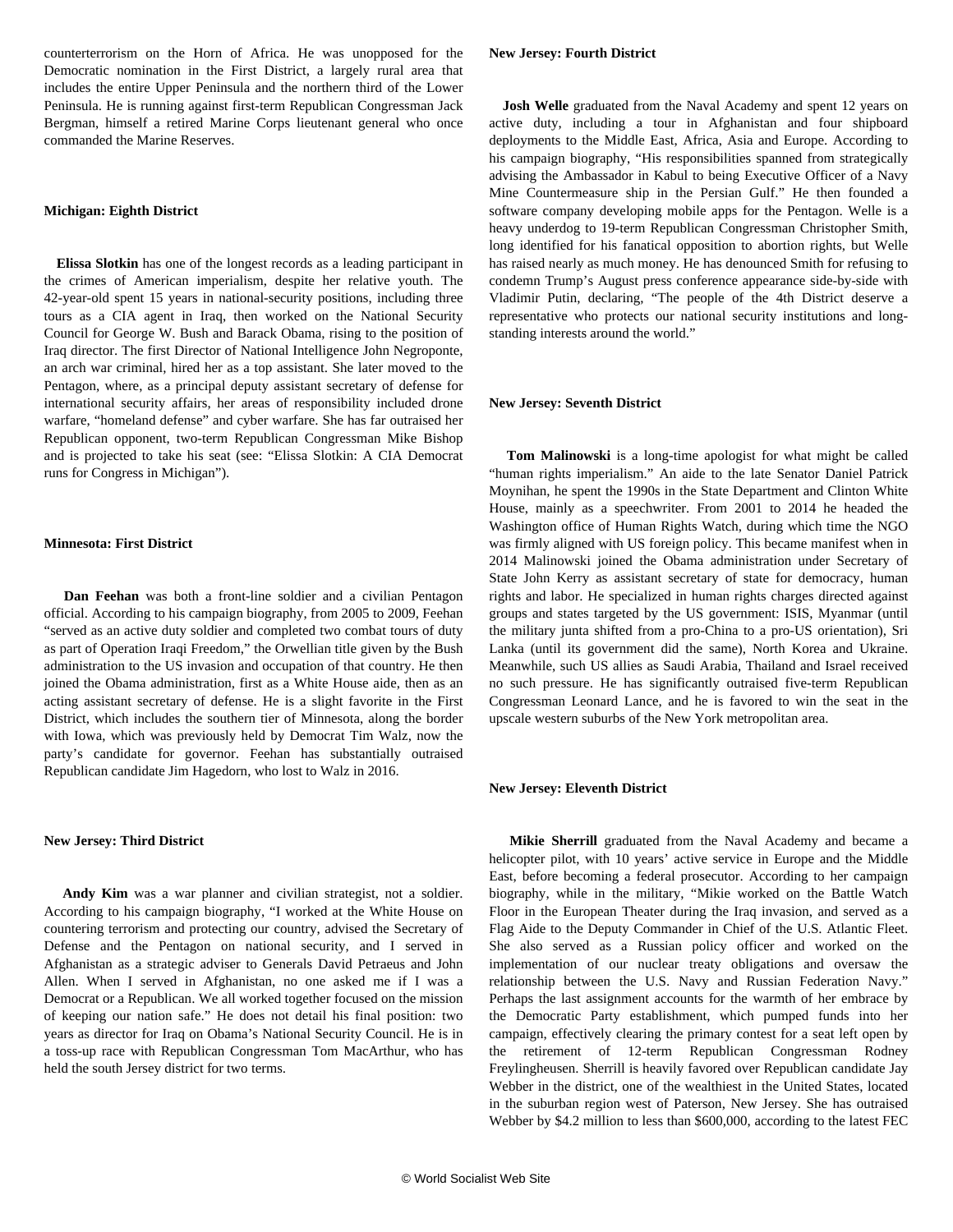counterterrorism on the Horn of Africa. He was unopposed for the Democratic nomination in the First District, a largely rural area that includes the entire Upper Peninsula and the northern third of the Lower Peninsula. He is running against first-term Republican Congressman Jack Bergman, himself a retired Marine Corps lieutenant general who once commanded the Marine Reserves.

**Michigan: Eighth District**

**Elissa Slotkin** has one of the longest records as a leading participant in the crimes of American imperialism, despite her relative youth. The 42-year-old spent 15 years in national-security positions, including three tours as a CIA agent in Iraq, then worked on the National Security Council for George W. Bush and Barack Obama, rising to the position of Iraq director. The first Director of National Intelligence John Negroponte, an arch war criminal, hired her as a top assistant. She later moved to the Pentagon, where, as a principal deputy assistant secretary of defense for international security affairs, her areas of responsibility included drone warfare, "homeland defense" and cyber warfare. She has far outraised her Republican opponent, two-term Republican Congressman Mike Bishop and is projected to take his seat (see: "Elissa Slotkin: A CIA Democrat runs for Congress in Michigan").

**Minnesota: First District**

**Dan Feehan** was both a front-line soldier and a civilian Pentagon official. According to his campaign biography, from 2005 to 2009, Feehan "served as an active duty soldier and completed two combat tours of duty as part of Operation Iraqi Freedom," the Orwellian title given by the Bush administration to the US invasion and occupation of that country. He then joined the Obama administration, first as a White House aide, then as an acting assistant secretary of defense. He is a slight favorite in the First District, which includes the southern tier of Minnesota, along the border with Iowa, which was previously held by Democrat Tim Walz, now the party's candidate for governor. Feehan has substantially outraised Republican candidate Jim Hagedorn, who lost to Walz in 2016.

**New Jersey: Third District**

**Andy Kim** was a war planner and civilian strategist, not a soldier. According to his campaign biography, "I worked at the White House on countering terrorism and protecting our country, advised the Secretary of Defense and the Pentagon on national security, and I served in Afghanistan as a strategic adviser to Generals David Petraeus and John Allen. When I served in Afghanistan, no one asked me if I was a Democrat or a Republican. We all worked together focused on the mission of keeping our nation safe." He does not detail his final position: two years as director for Iraq on Obama's National Security Council. He is in a toss-up race with Republican Congressman Tom MacArthur, who has held the south Jersey district for two terms.

**New Jersey: Fourth District**

**Josh Welle** graduated from the Naval Academy and spent 12 years on active duty, including a tour in Afghanistan and four shipboard deployments to the Middle East, Africa, Asia and Europe. According to his campaign biography, "His responsibilities spanned from strategically advising the Ambassador in Kabul to being Executive Officer of a Navy Mine Countermeasure ship in the Persian Gulf." He then founded a software company developing mobile apps for the Pentagon. Welle is a heavy underdog to 19-term Republican Congressman Christopher Smith, long identified for his fanatical opposition to abortion rights, but Welle has raised nearly as much money. He has denounced Smith for refusing to condemn Trump's August press conference appearance side-by-side with Vladimir Putin, declaring, "The people of the 4th District deserve a representative who protects our national security institutions and long-standing interests around the world."

**New Jersey: Seventh District**

**Tom Malinowski** is a long-time apologist for what might be called "human rights imperialism." An aide to the late Senator Daniel Patrick Moynihan, he spent the 1990s in the State Department and Clinton White House, mainly as a speechwriter. From 2001 to 2014 he headed the Washington office of Human Rights Watch, during which time the NGO was firmly aligned with US foreign policy. This became manifest when in 2014 Malinowski joined the Obama administration under Secretary of State John Kerry as assistant secretary of state for democracy, human rights and labor. He specialized in human rights charges directed against groups and states targeted by the US government: ISIS, Myanmar (until the military junta shifted from a pro-China to a pro-US orientation), Sri Lanka (until its government did the same), North Korea and Ukraine. Meanwhile, such US allies as Saudi Arabia, Thailand and Israel received no such pressure. He has significantly outraised five-term Republican Congressman Leonard Lance, and he is favored to win the seat in the upscale western suburbs of the New York metropolitan area.

**New Jersey: Eleventh District**

**Mikie Sherrill** graduated from the Naval Academy and became a helicopter pilot, with 10 years' active service in Europe and the Middle East, before becoming a federal prosecutor. According to her campaign biography, while in the military, "Mikie worked on the Battle Watch Floor in the European Theater during the Iraq invasion, and served as a Flag Aide to the Deputy Commander in Chief of the U.S. Atlantic Fleet. She also served as a Russian policy officer and worked on the implementation of our nuclear treaty obligations and oversaw the relationship between the U.S. Navy and Russian Federation Navy." Perhaps the last assignment accounts for the warmth of her embrace by the Democratic Party establishment, which pumped funds into her campaign, effectively clearing the primary contest for a seat left open by the retirement of 12-term Republican Congressman Rodney Freylinghuesen. Sherrill is heavily favored over Republican candidate Jay Webber in the district, one of the wealthiest in the United States, located in the suburban region west of Paterson, New Jersey. She has outraised Webber by $4.2 million to less than $600,000, according to the latest FEC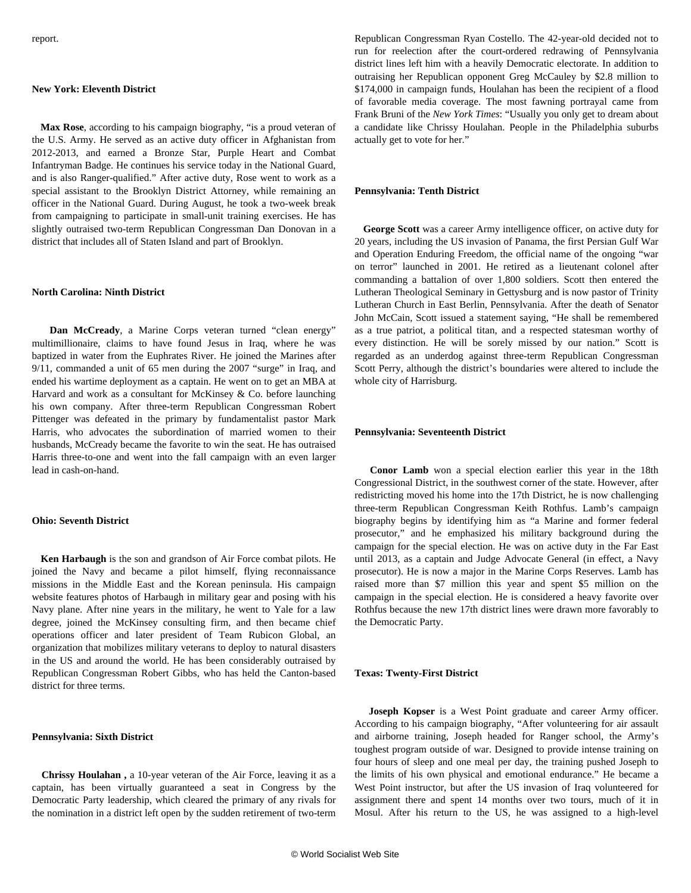report.

### New York: Eleventh District

**Max Rose**, according to his campaign biography, "is a proud veteran of the U.S. Army. He served as an active duty officer in Afghanistan from 2012-2013, and earned a Bronze Star, Purple Heart and Combat Infantryman Badge. He continues his service today in the National Guard, and is also Ranger-qualified." After active duty, Rose went to work as a special assistant to the Brooklyn District Attorney, while remaining an officer in the National Guard. During August, he took a two-week break from campaigning to participate in small-unit training exercises. He has slightly outraised two-term Republican Congressman Dan Donovan in a district that includes all of Staten Island and part of Brooklyn.

### North Carolina: Ninth District

**Dan McCready**, a Marine Corps veteran turned "clean energy" multimillionaire, claims to have found Jesus in Iraq, where he was baptized in water from the Euphrates River. He joined the Marines after 9/11, commanded a unit of 65 men during the 2007 "surge" in Iraq, and ended his wartime deployment as a captain. He went on to get an MBA at Harvard and work as a consultant for McKinsey & Co. before launching his own company. After three-term Republican Congressman Robert Pittenger was defeated in the primary by fundamentalist pastor Mark Harris, who advocates the subordination of married women to their husbands, McCready became the favorite to win the seat. He has outraised Harris three-to-one and went into the fall campaign with an even larger lead in cash-on-hand.

### Ohio: Seventh District

**Ken Harbaugh** is the son and grandson of Air Force combat pilots. He joined the Navy and became a pilot himself, flying reconnaissance missions in the Middle East and the Korean peninsula. His campaign website features photos of Harbaugh in military gear and posing with his Navy plane. After nine years in the military, he went to Yale for a law degree, joined the McKinsey consulting firm, and then became chief operations officer and later president of Team Rubicon Global, an organization that mobilizes military veterans to deploy to natural disasters in the US and around the world. He has been considerably outraised by Republican Congressman Robert Gibbs, who has held the Canton-based district for three terms.

### Pennsylvania: Sixth District

**Chrissy Houlahan ,** a 10-year veteran of the Air Force, leaving it as a captain, has been virtually guaranteed a seat in Congress by the Democratic Party leadership, which cleared the primary of any rivals for the nomination in a district left open by the sudden retirement of two-term Republican Congressman Ryan Costello. The 42-year-old decided not to run for reelection after the court-ordered redrawing of Pennsylvania district lines left him with a heavily Democratic electorate. In addition to outraising her Republican opponent Greg McCauley by $2.8 million to $174,000 in campaign funds, Houlahan has been the recipient of a flood of favorable media coverage. The most fawning portrayal came from Frank Bruni of the *New York Times*: "Usually you only get to dream about a candidate like Chrissy Houlahan. People in the Philadelphia suburbs actually get to vote for her."

### Pennsylvania: Tenth District

**George Scott** was a career Army intelligence officer, on active duty for 20 years, including the US invasion of Panama, the first Persian Gulf War and Operation Enduring Freedom, the official name of the ongoing "war on terror" launched in 2001. He retired as a lieutenant colonel after commanding a battalion of over 1,800 soldiers. Scott then entered the Lutheran Theological Seminary in Gettysburg and is now pastor of Trinity Lutheran Church in East Berlin, Pennsylvania. After the death of Senator John McCain, Scott issued a statement saying, "He shall be remembered as a true patriot, a political titan, and a respected statesman worthy of every distinction. He will be sorely missed by our nation." Scott is regarded as an underdog against three-term Republican Congressman Scott Perry, although the district's boundaries were altered to include the whole city of Harrisburg.

### Pennsylvania: Seventeenth District

**Conor Lamb** won a special election earlier this year in the 18th Congressional District, in the southwest corner of the state. However, after redistricting moved his home into the 17th District, he is now challenging three-term Republican Congressman Keith Rothfus. Lamb's campaign biography begins by identifying him as "a Marine and former federal prosecutor," and he emphasized his military background during the campaign for the special election. He was on active duty in the Far East until 2013, as a captain and Judge Advocate General (in effect, a Navy prosecutor). He is now a major in the Marine Corps Reserves. Lamb has raised more than $7 million this year and spent $5 million on the campaign in the special election. He is considered a heavy favorite over Rothfus because the new 17th district lines were drawn more favorably to the Democratic Party.

### Texas: Twenty-First District

**Joseph Kopser** is a West Point graduate and career Army officer. According to his campaign biography, "After volunteering for air assault and airborne training, Joseph headed for Ranger school, the Army's toughest program outside of war. Designed to provide intense training on four hours of sleep and one meal per day, the training pushed Joseph to the limits of his own physical and emotional endurance." He became a West Point instructor, but after the US invasion of Iraq volunteered for assignment there and spent 14 months over two tours, much of it in Mosul. After his return to the US, he was assigned to a high-level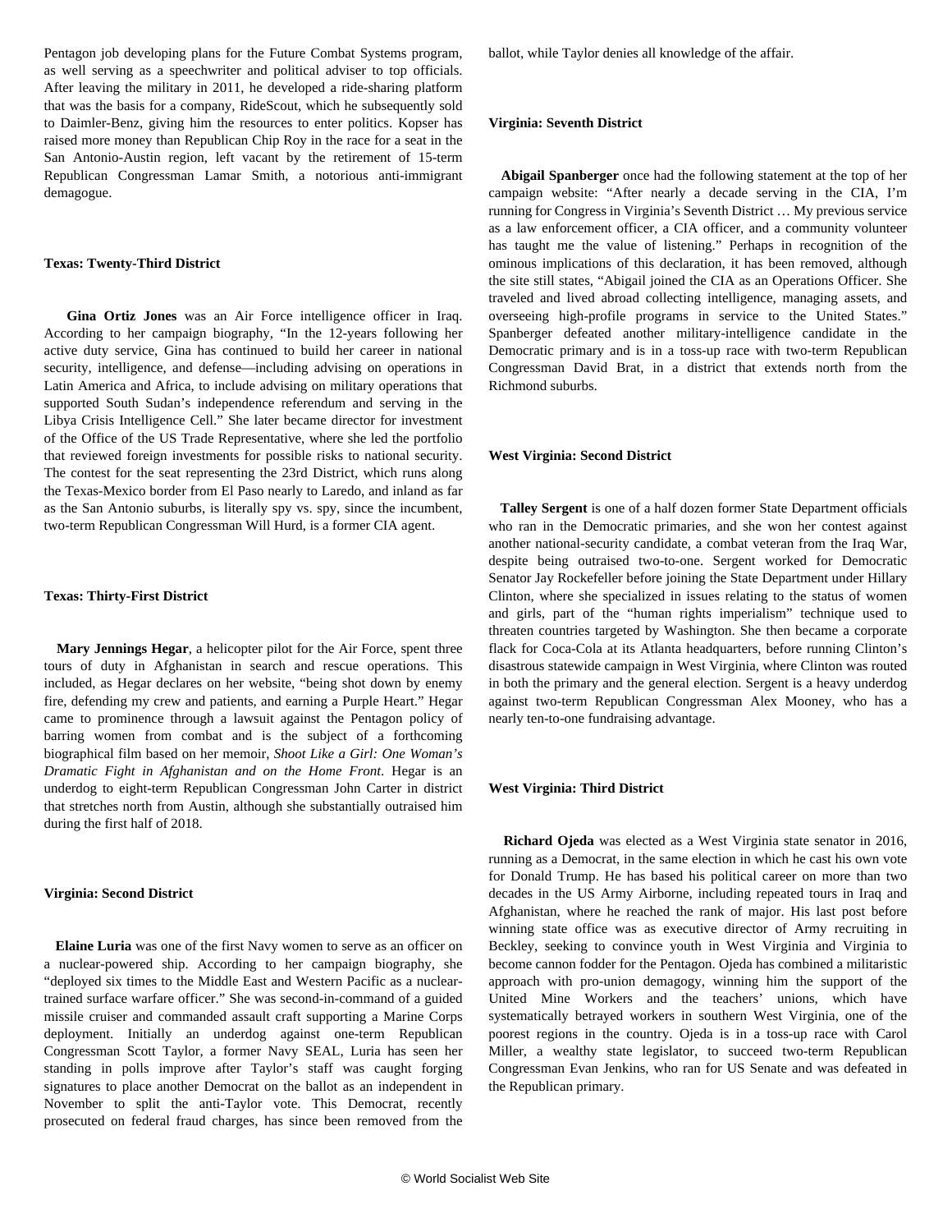Pentagon job developing plans for the Future Combat Systems program, as well serving as a speechwriter and political adviser to top officials. After leaving the military in 2011, he developed a ride-sharing platform that was the basis for a company, RideScout, which he subsequently sold to Daimler-Benz, giving him the resources to enter politics. Kopser has raised more money than Republican Chip Roy in the race for a seat in the San Antonio-Austin region, left vacant by the retirement of 15-term Republican Congressman Lamar Smith, a notorious anti-immigrant demagogue.

**Texas: Twenty-Third District**

**Gina Ortiz Jones** was an Air Force intelligence officer in Iraq. According to her campaign biography, "In the 12-years following her active duty service, Gina has continued to build her career in national security, intelligence, and defense—including advising on operations in Latin America and Africa, to include advising on military operations that supported South Sudan's independence referendum and serving in the Libya Crisis Intelligence Cell." She later became director for investment of the Office of the US Trade Representative, where she led the portfolio that reviewed foreign investments for possible risks to national security. The contest for the seat representing the 23rd District, which runs along the Texas-Mexico border from El Paso nearly to Laredo, and inland as far as the San Antonio suburbs, is literally spy vs. spy, since the incumbent, two-term Republican Congressman Will Hurd, is a former CIA agent.

**Texas: Thirty-First District**

**Mary Jennings Hegar**, a helicopter pilot for the Air Force, spent three tours of duty in Afghanistan in search and rescue operations. This included, as Hegar declares on her website, "being shot down by enemy fire, defending my crew and patients, and earning a Purple Heart." Hegar came to prominence through a lawsuit against the Pentagon policy of barring women from combat and is the subject of a forthcoming biographical film based on her memoir, *Shoot Like a Girl: One Woman's Dramatic Fight in Afghanistan and on the Home Front*. Hegar is an underdog to eight-term Republican Congressman John Carter in district that stretches north from Austin, although she substantially outraised him during the first half of 2018.

**Virginia: Second District**

**Elaine Luria** was one of the first Navy women to serve as an officer on a nuclear-powered ship. According to her campaign biography, she "deployed six times to the Middle East and Western Pacific as a nuclear-trained surface warfare officer." She was second-in-command of a guided missile cruiser and commanded assault craft supporting a Marine Corps deployment. Initially an underdog against one-term Republican Congressman Scott Taylor, a former Navy SEAL, Luria has seen her standing in polls improve after Taylor's staff was caught forging signatures to place another Democrat on the ballot as an independent in November to split the anti-Taylor vote. This Democrat, recently prosecuted on federal fraud charges, has since been removed from the ballot, while Taylor denies all knowledge of the affair.

**Virginia: Seventh District**

**Abigail Spanberger** once had the following statement at the top of her campaign website: "After nearly a decade serving in the CIA, I'm running for Congress in Virginia's Seventh District … My previous service as a law enforcement officer, a CIA officer, and a community volunteer has taught me the value of listening." Perhaps in recognition of the ominous implications of this declaration, it has been removed, although the site still states, "Abigail joined the CIA as an Operations Officer. She traveled and lived abroad collecting intelligence, managing assets, and overseeing high-profile programs in service to the United States." Spanberger defeated another military-intelligence candidate in the Democratic primary and is in a toss-up race with two-term Republican Congressman David Brat, in a district that extends north from the Richmond suburbs.

**West Virginia: Second District**

**Talley Sergent** is one of a half dozen former State Department officials who ran in the Democratic primaries, and she won her contest against another national-security candidate, a combat veteran from the Iraq War, despite being outraised two-to-one. Sergent worked for Democratic Senator Jay Rockefeller before joining the State Department under Hillary Clinton, where she specialized in issues relating to the status of women and girls, part of the "human rights imperialism" technique used to threaten countries targeted by Washington. She then became a corporate flack for Coca-Cola at its Atlanta headquarters, before running Clinton's disastrous statewide campaign in West Virginia, where Clinton was routed in both the primary and the general election. Sergent is a heavy underdog against two-term Republican Congressman Alex Mooney, who has a nearly ten-to-one fundraising advantage.

**West Virginia: Third District**

**Richard Ojeda** was elected as a West Virginia state senator in 2016, running as a Democrat, in the same election in which he cast his own vote for Donald Trump. He has based his political career on more than two decades in the US Army Airborne, including repeated tours in Iraq and Afghanistan, where he reached the rank of major. His last post before winning state office was as executive director of Army recruiting in Beckley, seeking to convince youth in West Virginia and Virginia to become cannon fodder for the Pentagon. Ojeda has combined a militaristic approach with pro-union demagogy, winning him the support of the United Mine Workers and the teachers' unions, which have systematically betrayed workers in southern West Virginia, one of the poorest regions in the country. Ojeda is in a toss-up race with Carol Miller, a wealthy state legislator, to succeed two-term Republican Congressman Evan Jenkins, who ran for US Senate and was defeated in the Republican primary.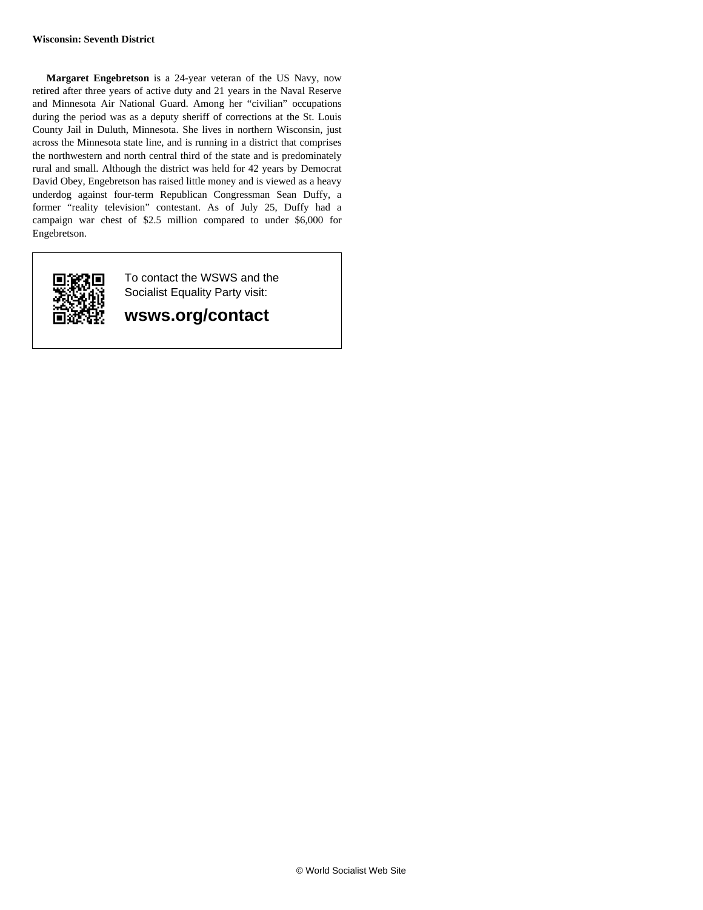**Wisconsin: Seventh District**

**Margaret Engebretson** is a 24-year veteran of the US Navy, now retired after three years of active duty and 21 years in the Naval Reserve and Minnesota Air National Guard. Among her "civilian" occupations during the period was as a deputy sheriff of corrections at the St. Louis County Jail in Duluth, Minnesota. She lives in northern Wisconsin, just across the Minnesota state line, and is running in a district that comprises the northwestern and north central third of the state and is predominately rural and small. Although the district was held for 42 years by Democrat David Obey, Engebretson has raised little money and is viewed as a heavy underdog against four-term Republican Congressman Sean Duffy, a former "reality television" contestant. As of July 25, Duffy had a campaign war chest of $2.5 million compared to under $6,000 for Engebretson.

To contact the WSWS and the Socialist Equality Party visit:

**wsws.org/contact**